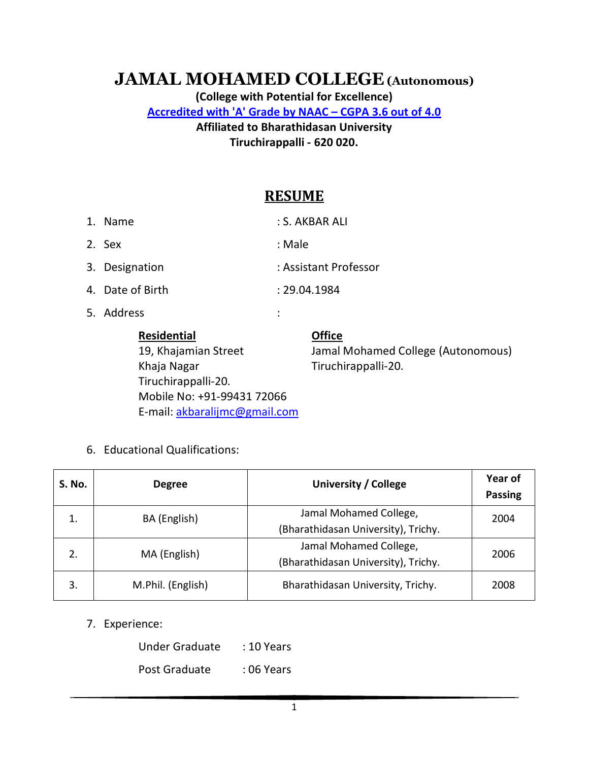# JAMAL MOHAMED COLLEGE (Autonomous)

**(College with Potential for Excellence)**

**Accredited with 'A' Grade by NAAC – CGPA 3.6 out of 4.0**

**Affiliated to Bharathidasan University**

**Tiruchirappalli - 620 020.**

## RESUME

1. Name : S. AKBAR ALI
2. Sex : Male
3. Designation : Assistant Professor
4. Date of Birth : 29.04.1984
5. Address :

**Residential**
19, Khajamian Street
Khaja Nagar
Tiruchirappalli-20.
Mobile No: +91-99431 72066
E-mail: akbaralijmc@gmail.com

**Office**
Jamal Mohamed College (Autonomous)
Tiruchirappalli-20.

6. Educational Qualifications:

| S. No. | Degree | University / College | Year of Passing |
|---|---|---|---|
| 1. | BA (English) | Jamal Mohamed College, (Bharathidasan University), Trichy. | 2004 |
| 2. | MA (English) | Jamal Mohamed College, (Bharathidasan University), Trichy. | 2006 |
| 3. | M.Phil. (English) | Bharathidasan University, Trichy. | 2008 |

7. Experience:

Under Graduate : 10 Years

Post Graduate : 06 Years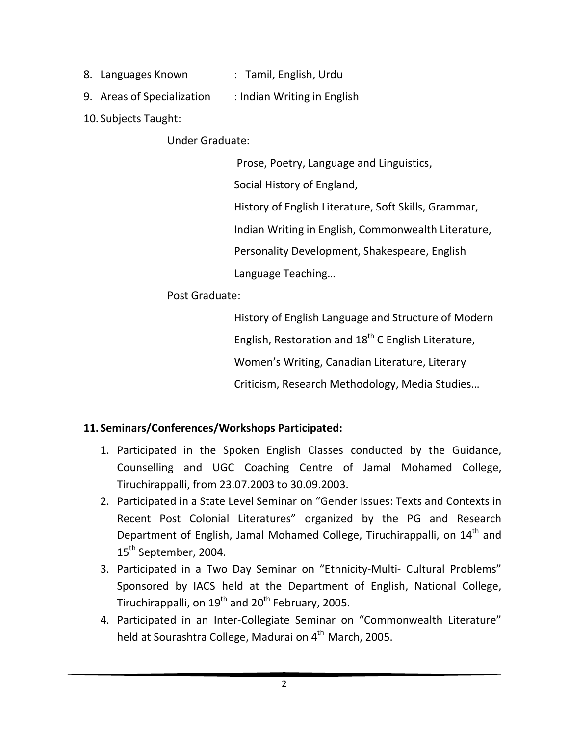8. Languages Known : Tamil, English, Urdu
9. Areas of Specialization : Indian Writing in English
10. Subjects Taught:

Under Graduate:

Prose, Poetry, Language and Linguistics, Social History of England, History of English Literature, Soft Skills, Grammar, Indian Writing in English, Commonwealth Literature, Personality Development, Shakespeare, English Language Teaching…

Post Graduate:

History of English Language and Structure of Modern English, Restoration and 18th C English Literature, Women's Writing, Canadian Literature, Literary Criticism, Research Methodology, Media Studies…

**11. Seminars/Conferences/Workshops Participated:**

1. Participated in the Spoken English Classes conducted by the Guidance, Counselling and UGC Coaching Centre of Jamal Mohamed College, Tiruchirappalli, from 23.07.2003 to 30.09.2003.
2. Participated in a State Level Seminar on "Gender Issues: Texts and Contexts in Recent Post Colonial Literatures" organized by the PG and Research Department of English, Jamal Mohamed College, Tiruchirappalli, on 14th and 15th September, 2004.
3. Participated in a Two Day Seminar on "Ethnicity-Multi- Cultural Problems" Sponsored by IACS held at the Department of English, National College, Tiruchirappalli, on 19th and 20th February, 2005.
4. Participated in an Inter-Collegiate Seminar on "Commonwealth Literature" held at Sourashtra College, Madurai on 4th March, 2005.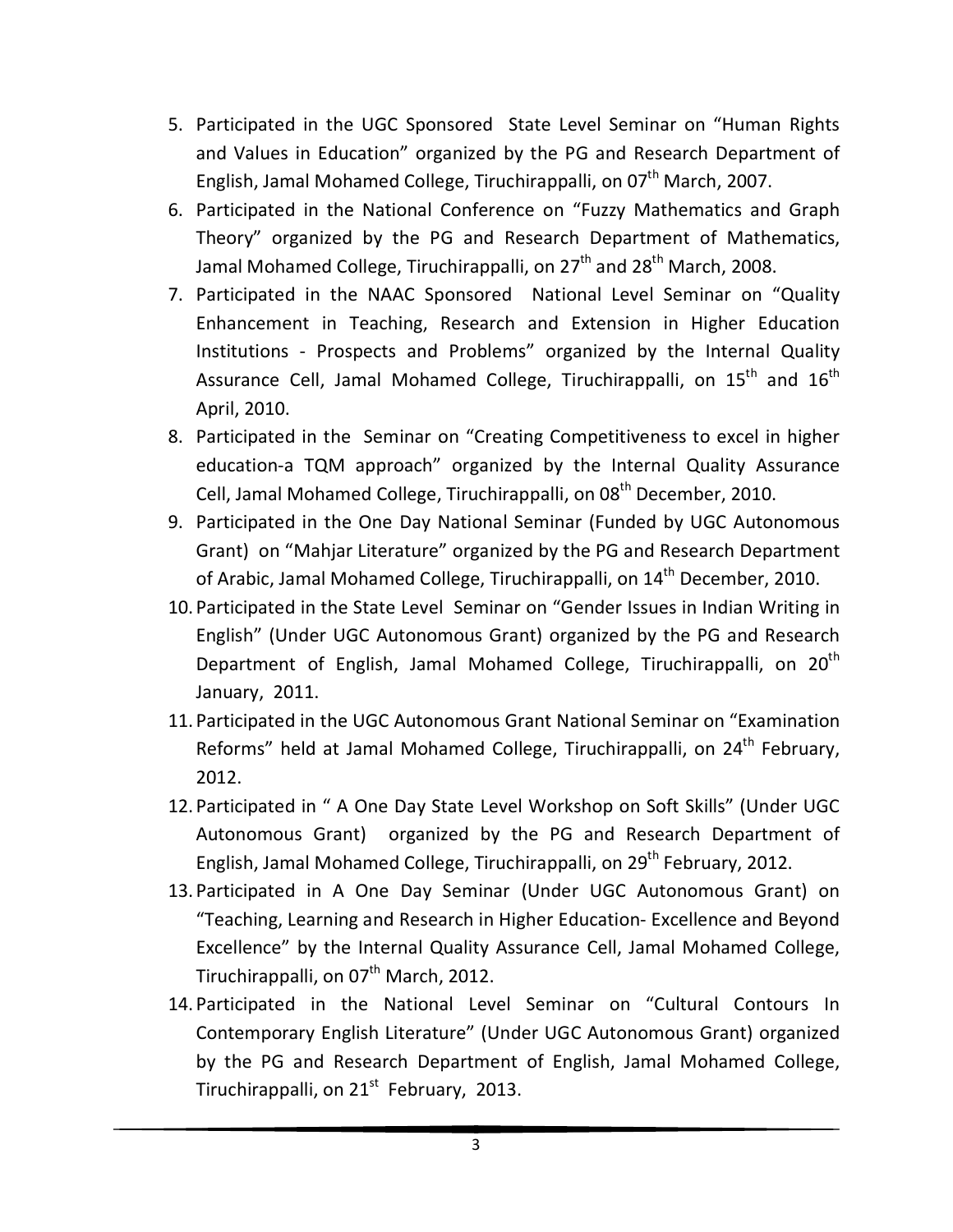5. Participated in the UGC Sponsored State Level Seminar on “Human Rights and Values in Education” organized by the PG and Research Department of English, Jamal Mohamed College, Tiruchirappalli, on 07th March, 2007.
6. Participated in the National Conference on “Fuzzy Mathematics and Graph Theory” organized by the PG and Research Department of Mathematics, Jamal Mohamed College, Tiruchirappalli, on 27th and 28th March, 2008.
7. Participated in the NAAC Sponsored National Level Seminar on “Quality Enhancement in Teaching, Research and Extension in Higher Education Institutions - Prospects and Problems” organized by the Internal Quality Assurance Cell, Jamal Mohamed College, Tiruchirappalli, on 15th and 16th April, 2010.
8. Participated in the Seminar on “Creating Competitiveness to excel in higher education-a TQM approach” organized by the Internal Quality Assurance Cell, Jamal Mohamed College, Tiruchirappalli, on 08th December, 2010.
9. Participated in the One Day National Seminar (Funded by UGC Autonomous Grant) on “Mahjar Literature” organized by the PG and Research Department of Arabic, Jamal Mohamed College, Tiruchirappalli, on 14th December, 2010.
10. Participated in the State Level Seminar on “Gender Issues in Indian Writing in English” (Under UGC Autonomous Grant) organized by the PG and Research Department of English, Jamal Mohamed College, Tiruchirappalli, on 20th January, 2011.
11. Participated in the UGC Autonomous Grant National Seminar on “Examination Reforms” held at Jamal Mohamed College, Tiruchirappalli, on 24th February, 2012.
12. Participated in “ A One Day State Level Workshop on Soft Skills” (Under UGC Autonomous Grant) organized by the PG and Research Department of English, Jamal Mohamed College, Tiruchirappalli, on 29th February, 2012.
13. Participated in A One Day Seminar (Under UGC Autonomous Grant) on “Teaching, Learning and Research in Higher Education- Excellence and Beyond Excellence” by the Internal Quality Assurance Cell, Jamal Mohamed College, Tiruchirappalli, on 07th March, 2012.
14. Participated in the National Level Seminar on “Cultural Contours In Contemporary English Literature” (Under UGC Autonomous Grant) organized by the PG and Research Department of English, Jamal Mohamed College, Tiruchirappalli, on 21st February, 2013.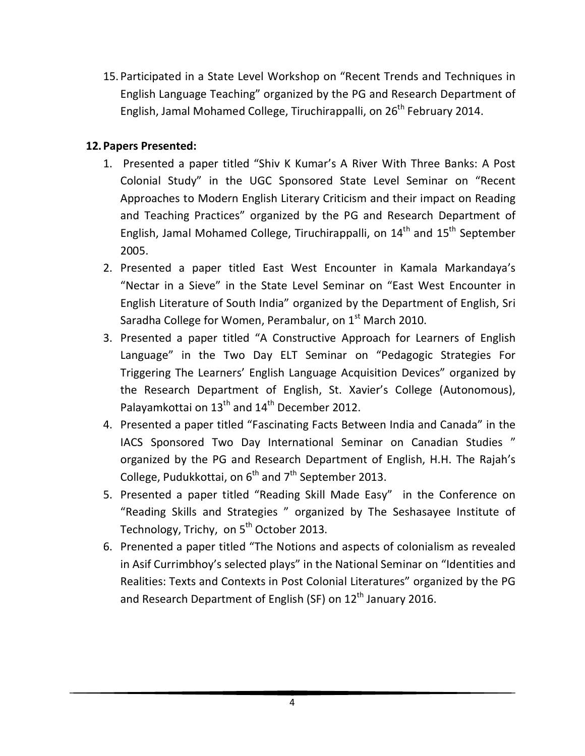15. Participated in a State Level Workshop on "Recent Trends and Techniques in English Language Teaching" organized by the PG and Research Department of English, Jamal Mohamed College, Tiruchirappalli, on 26th February 2014.

**12. Papers Presented:**

1. Presented a paper titled "Shiv K Kumar's A River With Three Banks: A Post Colonial Study" in the UGC Sponsored State Level Seminar on "Recent Approaches to Modern English Literary Criticism and their impact on Reading and Teaching Practices" organized by the PG and Research Department of English, Jamal Mohamed College, Tiruchirappalli, on 14th and 15th September 2005.
2. Presented a paper titled East West Encounter in Kamala Markandaya's "Nectar in a Sieve" in the State Level Seminar on "East West Encounter in English Literature of South India" organized by the Department of English, Sri Saradha College for Women, Perambalur, on 1st March 2010.
3. Presented a paper titled "A Constructive Approach for Learners of English Language" in the Two Day ELT Seminar on "Pedagogic Strategies For Triggering The Learners' English Language Acquisition Devices" organized by the Research Department of English, St. Xavier's College (Autonomous), Palayamkottai on 13th and 14th December 2012.
4. Presented a paper titled "Fascinating Facts Between India and Canada" in the IACS Sponsored Two Day International Seminar on Canadian Studies " organized by the PG and Research Department of English, H.H. The Rajah's College, Pudukkottai, on 6th and 7th September 2013.
5. Presented a paper titled "Reading Skill Made Easy" in the Conference on "Reading Skills and Strategies " organized by The Seshasayee Institute of Technology, Trichy, on 5th October 2013.
6. Prenented a paper titled "The Notions and aspects of colonialism as revealed in Asif Currimbhoy's selected plays" in the National Seminar on "Identities and Realities: Texts and Contexts in Post Colonial Literatures" organized by the PG and Research Department of English (SF) on 12th January 2016.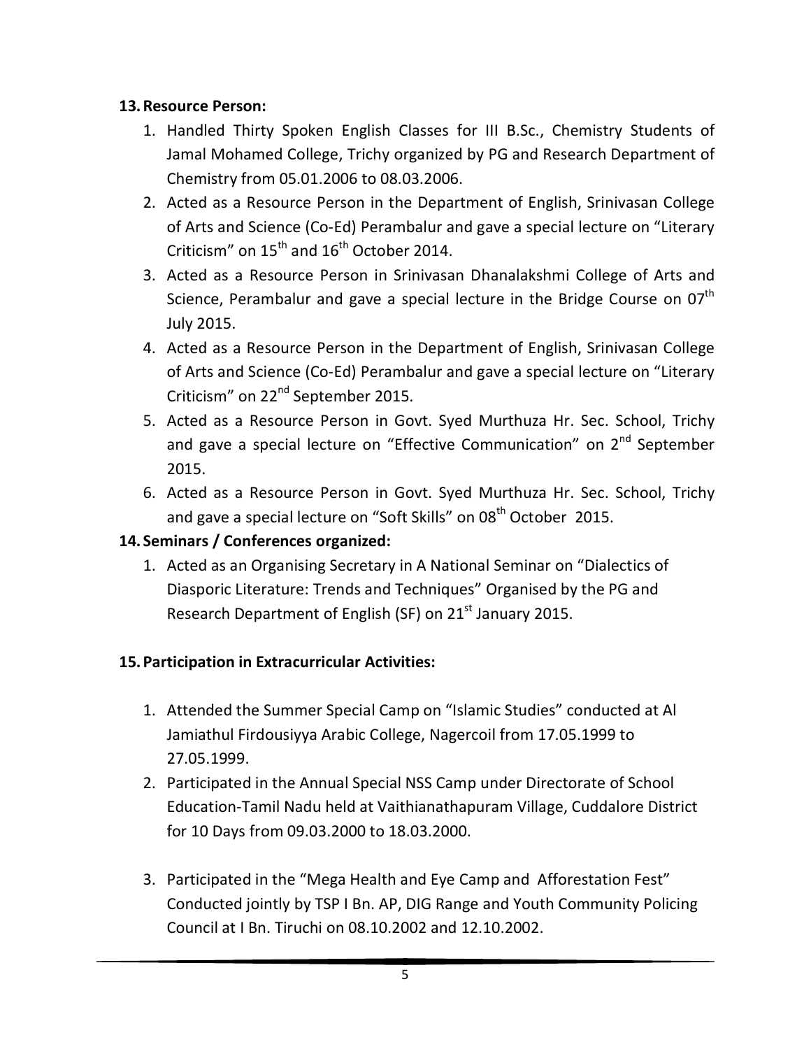**13. Resource Person:**

1. Handled Thirty Spoken English Classes for III B.Sc., Chemistry Students of Jamal Mohamed College, Trichy organized by PG and Research Department of Chemistry from 05.01.2006 to 08.03.2006.
2. Acted as a Resource Person in the Department of English, Srinivasan College of Arts and Science (Co-Ed) Perambalur and gave a special lecture on "Literary Criticism" on 15th and 16th October 2014.
3. Acted as a Resource Person in Srinivasan Dhanalakshmi College of Arts and Science, Perambalur and gave a special lecture in the Bridge Course on 07th July 2015.
4. Acted as a Resource Person in the Department of English, Srinivasan College of Arts and Science (Co-Ed) Perambalur and gave a special lecture on "Literary Criticism" on 22nd September 2015.
5. Acted as a Resource Person in Govt. Syed Murthuza Hr. Sec. School, Trichy and gave a special lecture on "Effective Communication" on 2nd September 2015.
6. Acted as a Resource Person in Govt. Syed Murthuza Hr. Sec. School, Trichy and gave a special lecture on "Soft Skills" on 08th October 2015.

**14. Seminars / Conferences organized:**

1. Acted as an Organising Secretary in A National Seminar on "Dialectics of Diasporic Literature: Trends and Techniques" Organised by the PG and Research Department of English (SF) on 21st January 2015.

**15. Participation in Extracurricular Activities:**

1. Attended the Summer Special Camp on "Islamic Studies" conducted at Al Jamiathul Firdousiyya Arabic College, Nagercoil from 17.05.1999 to 27.05.1999.
2. Participated in the Annual Special NSS Camp under Directorate of School Education-Tamil Nadu held at Vaithianathapuram Village, Cuddalore District for 10 Days from 09.03.2000 to 18.03.2000.
3. Participated in the "Mega Health and Eye Camp and Afforestation Fest" Conducted jointly by TSP I Bn. AP, DIG Range and Youth Community Policing Council at I Bn. Tiruchi on 08.10.2002 and 12.10.2002.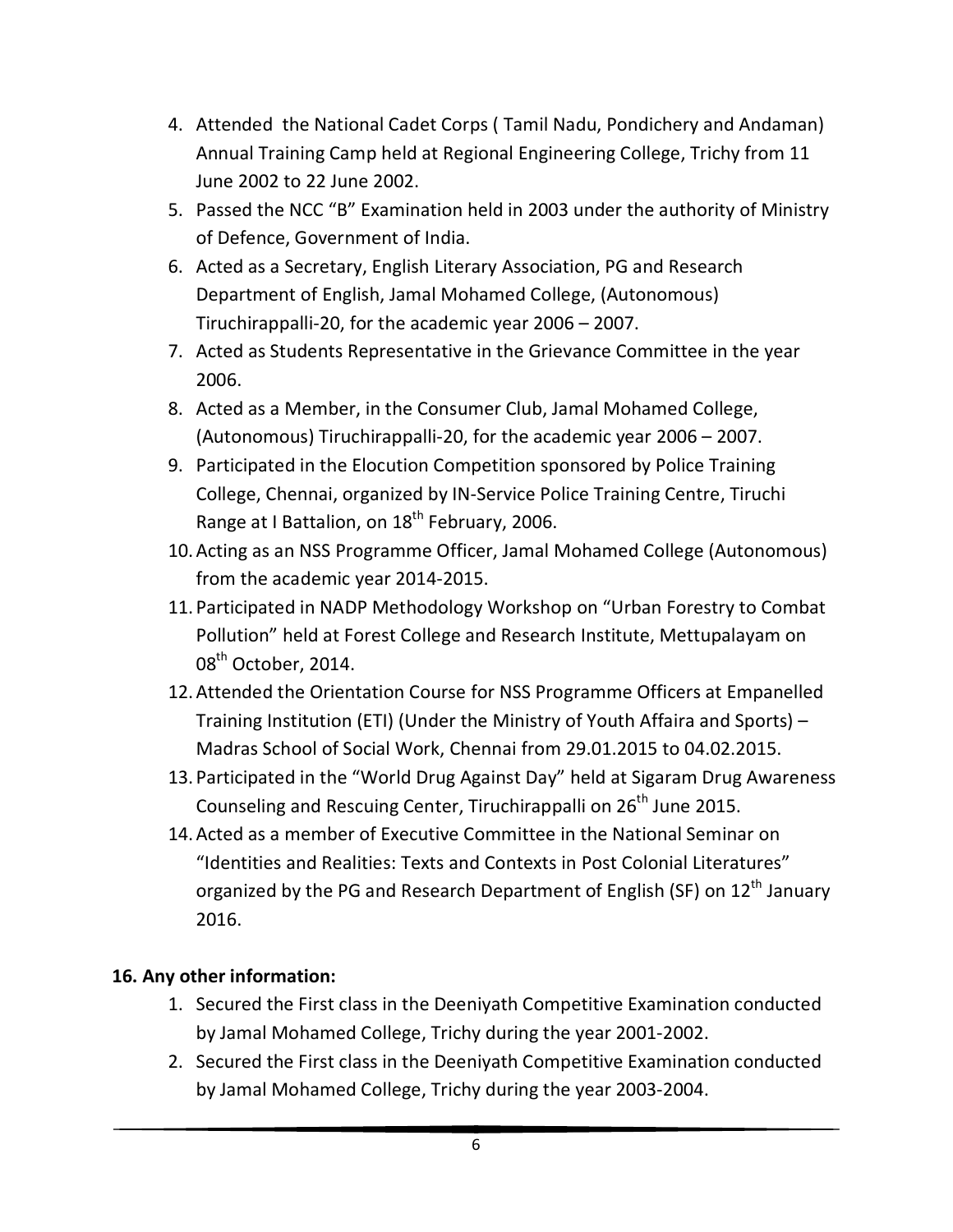4. Attended the National Cadet Corps ( Tamil Nadu, Pondichery and Andaman) Annual Training Camp held at Regional Engineering College, Trichy from 11 June 2002 to 22 June 2002.
5. Passed the NCC "B" Examination held in 2003 under the authority of Ministry of Defence, Government of India.
6. Acted as a Secretary, English Literary Association, PG and Research Department of English, Jamal Mohamed College, (Autonomous) Tiruchirappalli-20, for the academic year 2006 – 2007.
7. Acted as Students Representative in the Grievance Committee in the year 2006.
8. Acted as a Member, in the Consumer Club, Jamal Mohamed College, (Autonomous) Tiruchirappalli-20, for the academic year 2006 – 2007.
9. Participated in the Elocution Competition sponsored by Police Training College, Chennai, organized by IN-Service Police Training Centre, Tiruchi Range at I Battalion, on 18th February, 2006.
10. Acting as an NSS Programme Officer, Jamal Mohamed College (Autonomous) from the academic year 2014-2015.
11. Participated in NADP Methodology Workshop on "Urban Forestry to Combat Pollution" held at Forest College and Research Institute, Mettupalayam on 08th October, 2014.
12. Attended the Orientation Course for NSS Programme Officers at Empanelled Training Institution (ETI) (Under the Ministry of Youth Affaira and Sports) – Madras School of Social Work, Chennai from 29.01.2015 to 04.02.2015.
13. Participated in the "World Drug Against Day" held at Sigaram Drug Awareness Counseling and Rescuing Center, Tiruchirappalli on 26th June 2015.
14. Acted as a member of Executive Committee in the National Seminar on "Identities and Realities: Texts and Contexts in Post Colonial Literatures" organized by the PG and Research Department of English (SF) on 12th January 2016.

**16. Any other information:**

1. Secured the First class in the Deeniyath Competitive Examination conducted by Jamal Mohamed College, Trichy during the year 2001-2002.
2. Secured the First class in the Deeniyath Competitive Examination conducted by Jamal Mohamed College, Trichy during the year 2003-2004.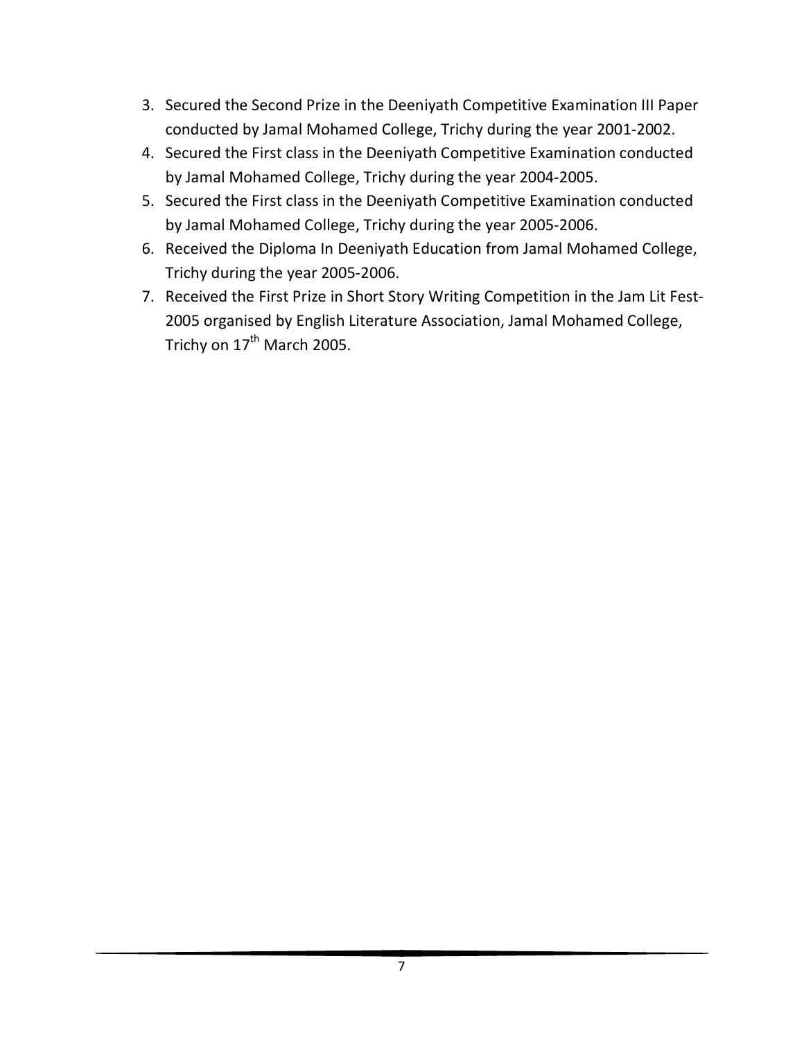3. Secured the Second Prize in the Deeniyath Competitive Examination III Paper conducted by Jamal Mohamed College, Trichy during the year 2001-2002.
4. Secured the First class in the Deeniyath Competitive Examination conducted by Jamal Mohamed College, Trichy during the year 2004-2005.
5. Secured the First class in the Deeniyath Competitive Examination conducted by Jamal Mohamed College, Trichy during the year 2005-2006.
6. Received the Diploma In Deeniyath Education from Jamal Mohamed College, Trichy during the year 2005-2006.
7. Received the First Prize in Short Story Writing Competition in the Jam Lit Fest-2005 organised by English Literature Association, Jamal Mohamed College, Trichy on 17th March 2005.